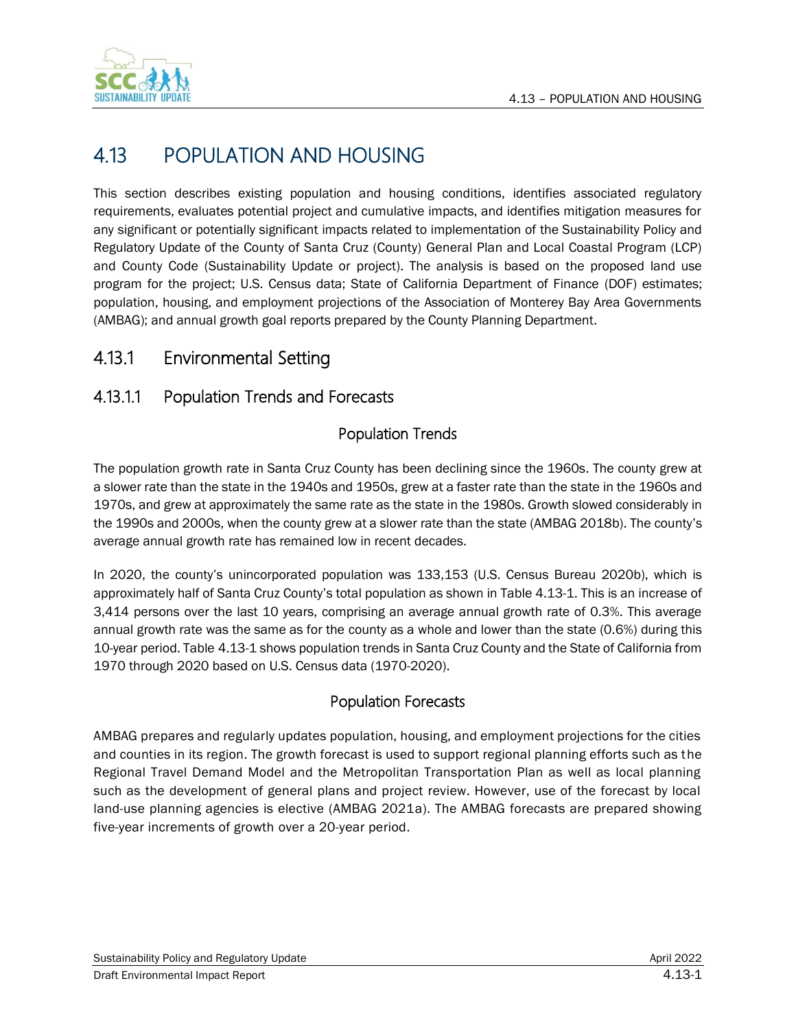# 4.13 POPULATION AND HOUSING

This section describes existing population and housing conditions, identifies associated regulatory requirements, evaluates potential project and cumulative impacts, and identifies mitigation measures for any significant or potentially significant impacts related to implementation of the Sustainability Policy and Regulatory Update of the County of Santa Cruz (County) General Plan and Local Coastal Program (LCP) and County Code (Sustainability Update or project). The analysis is based on the proposed land use program for the project; U.S. Census data; State of California Department of Finance (DOF) estimates; population, housing, and employment projections of the Association of Monterey Bay Area Governments (AMBAG); and annual growth goal reports prepared by the County Planning Department.

## 4.13.1 Environmental Setting

### 4.13.1.1 Population Trends and Forecasts

#### Population Trends

The population growth rate in Santa Cruz County has been declining since the 1960s. The county grew at a slower rate than the state in the 1940s and 1950s, grew at a faster rate than the state in the 1960s and 1970s, and grew at approximately the same rate as the state in the 1980s. Growth slowed considerably in the 1990s and 2000s, when the county grew at a slower rate than the state (AMBAG 2018b). The county's average annual growth rate has remained low in recent decades.

In 2020, the county's unincorporated population was 133,153 (U.S. Census Bureau 2020b), which is approximately half of Santa Cruz County's total population as shown in Table 4.13-1. This is an increase of 3,414 persons over the last 10 years, comprising an average annual growth rate of 0.3%. This average annual growth rate was the same as for the county as a whole and lower than the state (0.6%) during this 10-year period. Table 4.13-1 shows population trends in Santa Cruz County and the State of California from 1970 through 2020 based on U.S. Census data (1970-2020).

#### Population Forecasts

AMBAG prepares and regularly updates population, housing, and employment projections for the cities and counties in its region. The growth forecast is used to support regional planning efforts such as the Regional Travel Demand Model and the Metropolitan Transportation Plan as well as local planning such as the development of general plans and project review. However, use of the forecast by local land-use planning agencies is elective (AMBAG 2021a). The AMBAG forecasts are prepared showing five-year increments of growth over a 20-year period.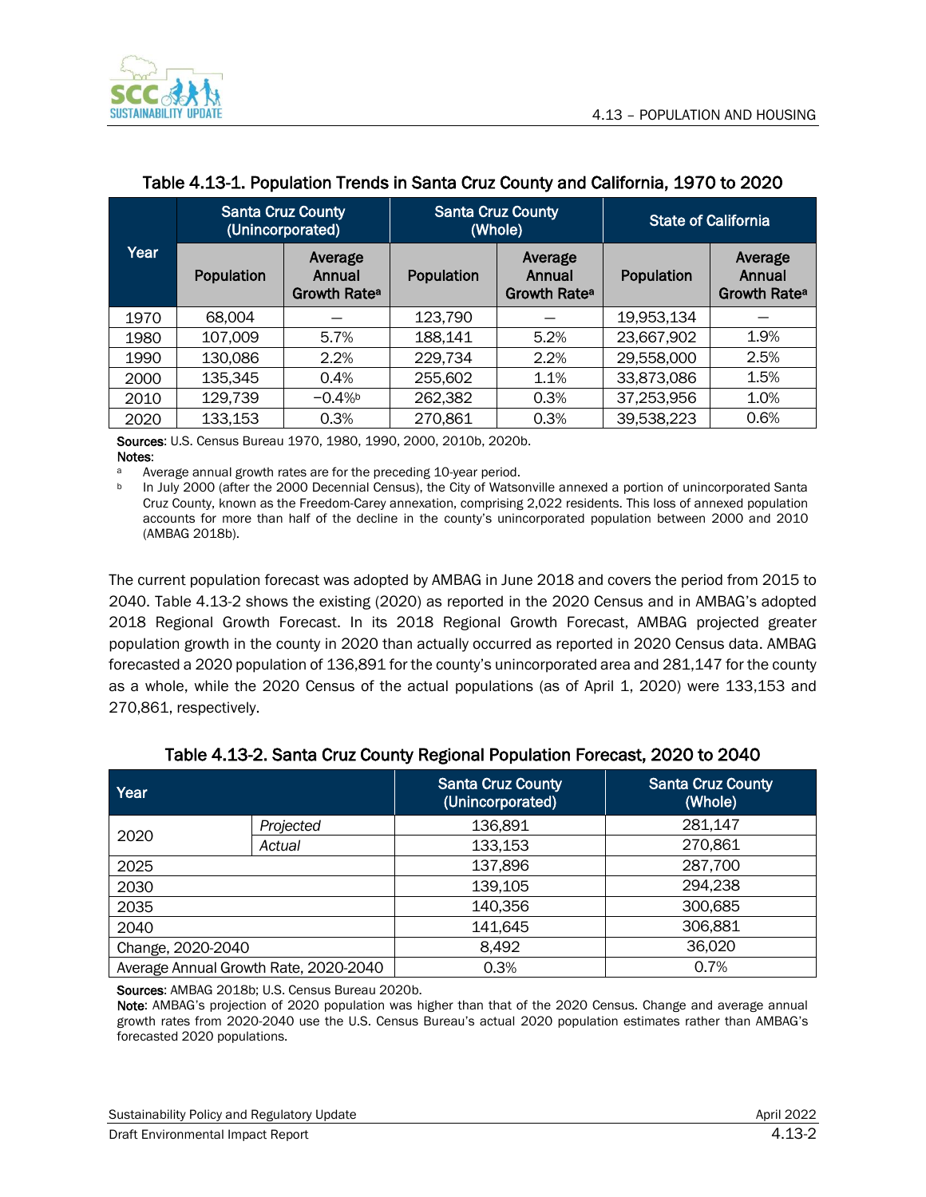**Table 4.13-1. Population Trends in Santa Cruz County and California, 1970 to 2020**

| Year | Santa Cruz County (Unincorporated) | | Santa Cruz County (Whole) | | State of California | |
|---|---|---|---|---|---|---|
| | Population | Average Annual Growth Rate[a] | Population | Average Annual Growth Rate[a] | Population | Average Annual Growth Rate[a] |
| 1970 | 68,004 | — | 123,790 | — | 19,953,134 | — |
| 1980 | 107,009 | 5.7% | 188,141 | 5.2% | 23,667,902 | 1.9% |
| 1990 | 130,086 | 2.2% | 229,734 | 2.2% | 29,558,000 | 2.5% |
| 2000 | 135,345 | 0.4% | 255,602 | 1.1% | 33,873,086 | 1.5% |
| 2010 | 129,739 | −0.4%[b] | 262,382 | 0.3% | 37,253,956 | 1.0% |
| 2020 | 133,153 | 0.3% | 270,861 | 0.3% | 39,538,223 | 0.6% |

**Sources**: U.S. Census Bureau 1970, 1980, 1990, 2000, 2010b, 2020b.

**Notes**:

[a] Average annual growth rates are for the preceding 10-year period.

[b] In July 2000 (after the 2000 Decennial Census), the City of Watsonville annexed a portion of unincorporated Santa Cruz County, known as the Freedom-Carey annexation, comprising 2,022 residents. This loss of annexed population accounts for more than half of the decline in the county's unincorporated population between 2000 and 2010 (AMBAG 2018b).

The current population forecast was adopted by AMBAG in June 2018 and covers the period from 2015 to 2040. Table 4.13-2 shows the existing (2020) as reported in the 2020 Census and in AMBAG's adopted 2018 Regional Growth Forecast. In its 2018 Regional Growth Forecast, AMBAG projected greater population growth in the county in 2020 than actually occurred as reported in 2020 Census data. AMBAG forecasted a 2020 population of 136,891 for the county's unincorporated area and 281,147 for the county as a whole, while the 2020 Census of the actual populations (as of April 1, 2020) were 133,153 and 270,861, respectively.

**Table 4.13-2. Santa Cruz County Regional Population Forecast, 2020 to 2040**

| Year | | Santa Cruz County (Unincorporated) | Santa Cruz County (Whole) |
|---|---|---|---|
| 2020 | *Projected* | 136,891 | 281,147 |
| | *Actual* | 133,153 | 270,861 |
| 2025 | | 137,896 | 287,700 |
| 2030 | | 139,105 | 294,238 |
| 2035 | | 140,356 | 300,685 |
| 2040 | | 141,645 | 306,881 |
| Change, 2020-2040 | | 8,492 | 36,020 |
| Average Annual Growth Rate, 2020-2040 | | 0.3% | 0.7% |

**Sources**: AMBAG 2018b; U.S. Census Bureau 2020b.

**Note**: AMBAG's projection of 2020 population was higher than that of the 2020 Census. Change and average annual growth rates from 2020-2040 use the U.S. Census Bureau's actual 2020 population estimates rather than AMBAG's forecasted 2020 populations.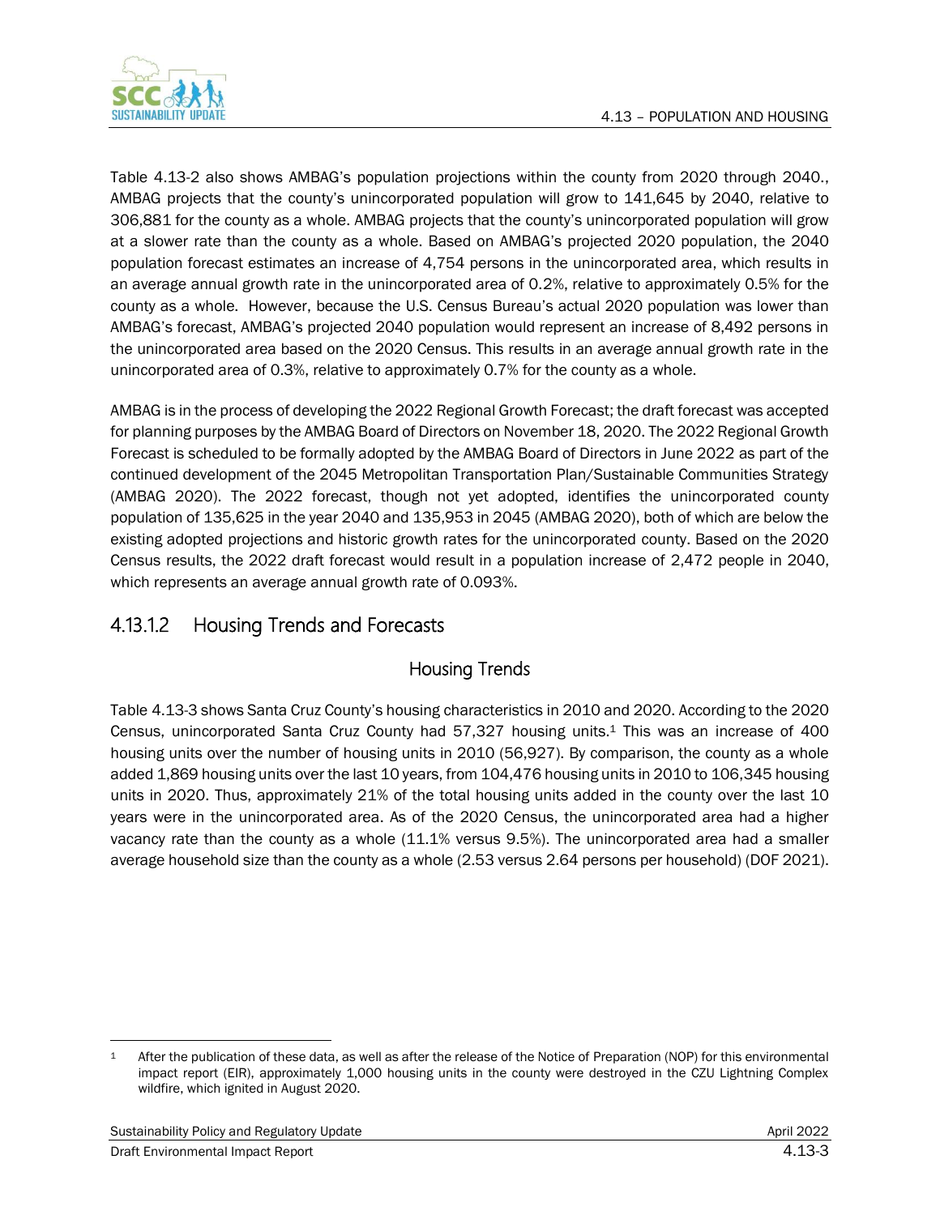Table 4.13-2 also shows AMBAG's population projections within the county from 2020 through 2040., AMBAG projects that the county's unincorporated population will grow to 141,645 by 2040, relative to 306,881 for the county as a whole. AMBAG projects that the county's unincorporated population will grow at a slower rate than the county as a whole. Based on AMBAG's projected 2020 population, the 2040 population forecast estimates an increase of 4,754 persons in the unincorporated area, which results in an average annual growth rate in the unincorporated area of 0.2%, relative to approximately 0.5% for the county as a whole. However, because the U.S. Census Bureau's actual 2020 population was lower than AMBAG's forecast, AMBAG's projected 2040 population would represent an increase of 8,492 persons in the unincorporated area based on the 2020 Census. This results in an average annual growth rate in the unincorporated area of 0.3%, relative to approximately 0.7% for the county as a whole.

AMBAG is in the process of developing the 2022 Regional Growth Forecast; the draft forecast was accepted for planning purposes by the AMBAG Board of Directors on November 18, 2020. The 2022 Regional Growth Forecast is scheduled to be formally adopted by the AMBAG Board of Directors in June 2022 as part of the continued development of the 2045 Metropolitan Transportation Plan/Sustainable Communities Strategy (AMBAG 2020). The 2022 forecast, though not yet adopted, identifies the unincorporated county population of 135,625 in the year 2040 and 135,953 in 2045 (AMBAG 2020), both of which are below the existing adopted projections and historic growth rates for the unincorporated county. Based on the 2020 Census results, the 2022 draft forecast would result in a population increase of 2,472 people in 2040, which represents an average annual growth rate of 0.093%.

## 4.13.1.2 Housing Trends and Forecasts

### Housing Trends

Table 4.13-3 shows Santa Cruz County's housing characteristics in 2010 and 2020. According to the 2020 Census, unincorporated Santa Cruz County had 57,327 housing units.[1] This was an increase of 400 housing units over the number of housing units in 2010 (56,927). By comparison, the county as a whole added 1,869 housing units over the last 10 years, from 104,476 housing units in 2010 to 106,345 housing units in 2020. Thus, approximately 21% of the total housing units added in the county over the last 10 years were in the unincorporated area. As of the 2020 Census, the unincorporated area had a higher vacancy rate than the county as a whole (11.1% versus 9.5%). The unincorporated area had a smaller average household size than the county as a whole (2.53 versus 2.64 persons per household) (DOF 2021).

[1] After the publication of these data, as well as after the release of the Notice of Preparation (NOP) for this environmental impact report (EIR), approximately 1,000 housing units in the county were destroyed in the CZU Lightning Complex wildfire, which ignited in August 2020.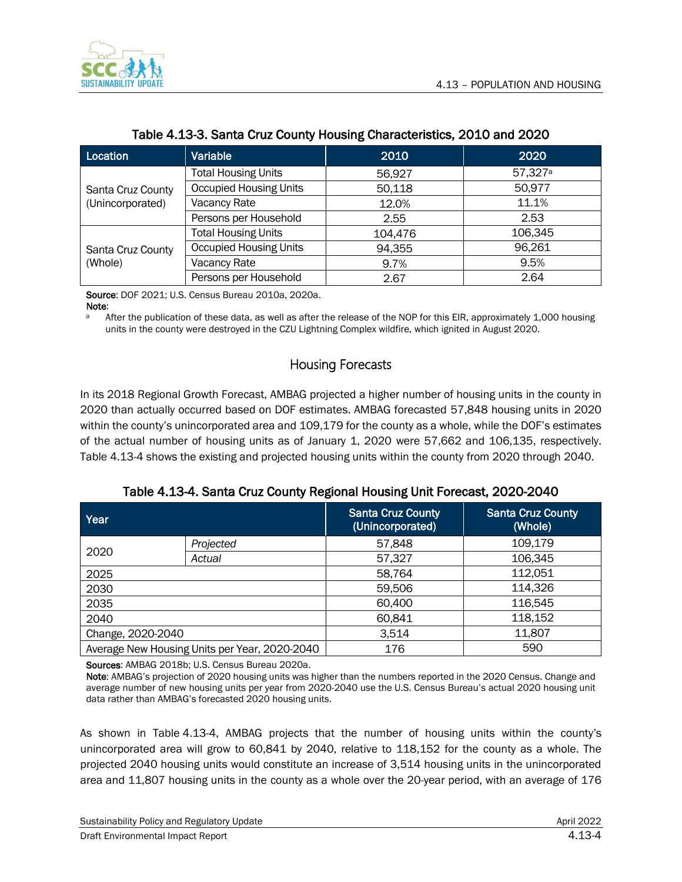Table 4.13-3. Santa Cruz County Housing Characteristics, 2010 and 2020

| Location | Variable | 2010 | 2020 |
|---|---|---|---|
| Santa Cruz County (Unincorporated) | Total Housing Units | 56,927 | 57,327[a] |
| | Occupied Housing Units | 50,118 | 50,977 |
| | Vacancy Rate | 12.0% | 11.1% |
| | Persons per Household | 2.55 | 2.53 |
| Santa Cruz County (Whole) | Total Housing Units | 104,476 | 106,345 |
| | Occupied Housing Units | 94,355 | 96,261 |
| | Vacancy Rate | 9.7% | 9.5% |
| | Persons per Household | 2.67 | 2.64 |

**Source**: DOF 2021; U.S. Census Bureau 2010a, 2020a.

**Note**:

[a] After the publication of these data, as well as after the release of the NOP for this EIR, approximately 1,000 housing units in the county were destroyed in the CZU Lightning Complex wildfire, which ignited in August 2020.

## Housing Forecasts

In its 2018 Regional Growth Forecast, AMBAG projected a higher number of housing units in the county in 2020 than actually occurred based on DOF estimates. AMBAG forecasted 57,848 housing units in 2020 within the county's unincorporated area and 109,179 for the county as a whole, while the DOF's estimates of the actual number of housing units as of January 1, 2020 were 57,662 and 106,135, respectively. Table 4.13-4 shows the existing and projected housing units within the county from 2020 through 2040.

Table 4.13-4. Santa Cruz County Regional Housing Unit Forecast, 2020-2040

| Year | | Santa Cruz County (Unincorporated) | Santa Cruz County (Whole) |
|---|---|---|---|
| 2020 | *Projected* | 57,848 | 109,179 |
| | *Actual* | 57,327 | 106,345 |
| 2025 | | 58,764 | 112,051 |
| 2030 | | 59,506 | 114,326 |
| 2035 | | 60,400 | 116,545 |
| 2040 | | 60,841 | 118,152 |
| Change, 2020-2040 | | 3,514 | 11,807 |
| Average New Housing Units per Year, 2020-2040 | | 176 | 590 |

**Sources**: AMBAG 2018b; U.S. Census Bureau 2020a.

**Note**: AMBAG's projection of 2020 housing units was higher than the numbers reported in the 2020 Census. Change and average number of new housing units per year from 2020-2040 use the U.S. Census Bureau's actual 2020 housing unit data rather than AMBAG's forecasted 2020 housing units.

As shown in Table 4.13-4, AMBAG projects that the number of housing units within the county's unincorporated area will grow to 60,841 by 2040, relative to 118,152 for the county as a whole. The projected 2040 housing units would constitute an increase of 3,514 housing units in the unincorporated area and 11,807 housing units in the county as a whole over the 20-year period, with an average of 176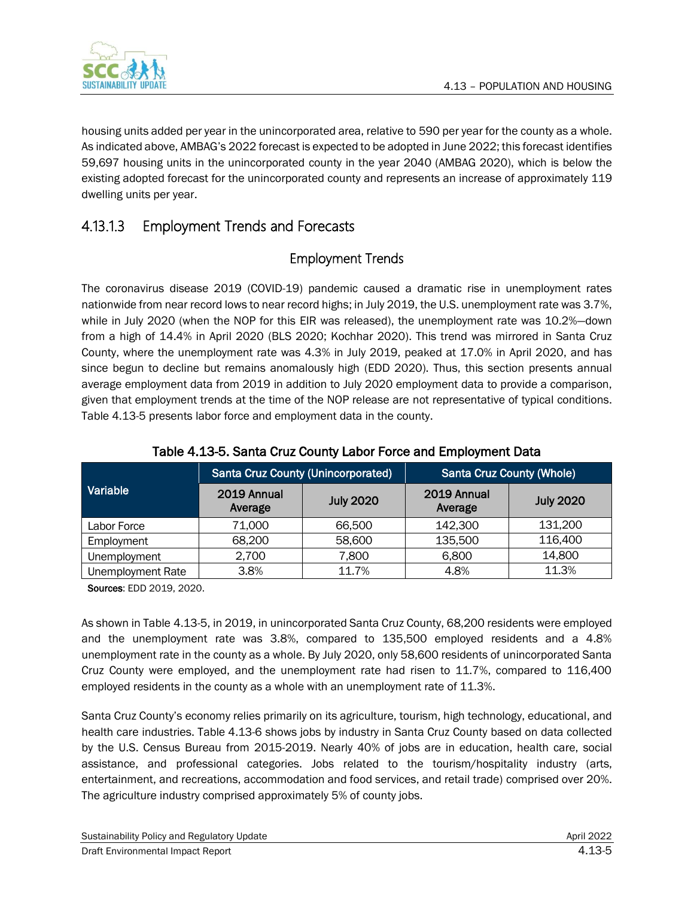housing units added per year in the unincorporated area, relative to 590 per year for the county as a whole. As indicated above, AMBAG's 2022 forecast is expected to be adopted in June 2022; this forecast identifies 59,697 housing units in the unincorporated county in the year 2040 (AMBAG 2020), which is below the existing adopted forecast for the unincorporated county and represents an increase of approximately 119 dwelling units per year.

### 4.13.1.3 Employment Trends and Forecasts

#### Employment Trends

The coronavirus disease 2019 (COVID-19) pandemic caused a dramatic rise in unemployment rates nationwide from near record lows to near record highs; in July 2019, the U.S. unemployment rate was 3.7%, while in July 2020 (when the NOP for this EIR was released), the unemployment rate was 10.2%—down from a high of 14.4% in April 2020 (BLS 2020; Kochhar 2020). This trend was mirrored in Santa Cruz County, where the unemployment rate was 4.3% in July 2019, peaked at 17.0% in April 2020, and has since begun to decline but remains anomalously high (EDD 2020). Thus, this section presents annual average employment data from 2019 in addition to July 2020 employment data to provide a comparison, given that employment trends at the time of the NOP release are not representative of typical conditions. Table 4.13-5 presents labor force and employment data in the county.

**Table 4.13-5. Santa Cruz County Labor Force and Employment Data**

| Variable | Santa Cruz County (Unincorporated) | | Santa Cruz County (Whole) | |
|---|---|---|---|---|
| | 2019 Annual Average | July 2020 | 2019 Annual Average | July 2020 |
| Labor Force | 71,000 | 66,500 | 142,300 | 131,200 |
| Employment | 68,200 | 58,600 | 135,500 | 116,400 |
| Unemployment | 2,700 | 7,800 | 6,800 | 14,800 |
| Unemployment Rate | 3.8% | 11.7% | 4.8% | 11.3% |

**Sources**: EDD 2019, 2020.

As shown in Table 4.13-5, in 2019, in unincorporated Santa Cruz County, 68,200 residents were employed and the unemployment rate was 3.8%, compared to 135,500 employed residents and a 4.8% unemployment rate in the county as a whole. By July 2020, only 58,600 residents of unincorporated Santa Cruz County were employed, and the unemployment rate had risen to 11.7%, compared to 116,400 employed residents in the county as a whole with an unemployment rate of 11.3%.

Santa Cruz County's economy relies primarily on its agriculture, tourism, high technology, educational, and health care industries. Table 4.13-6 shows jobs by industry in Santa Cruz County based on data collected by the U.S. Census Bureau from 2015-2019. Nearly 40% of jobs are in education, health care, social assistance, and professional categories. Jobs related to the tourism/hospitality industry (arts, entertainment, and recreations, accommodation and food services, and retail trade) comprised over 20%. The agriculture industry comprised approximately 5% of county jobs.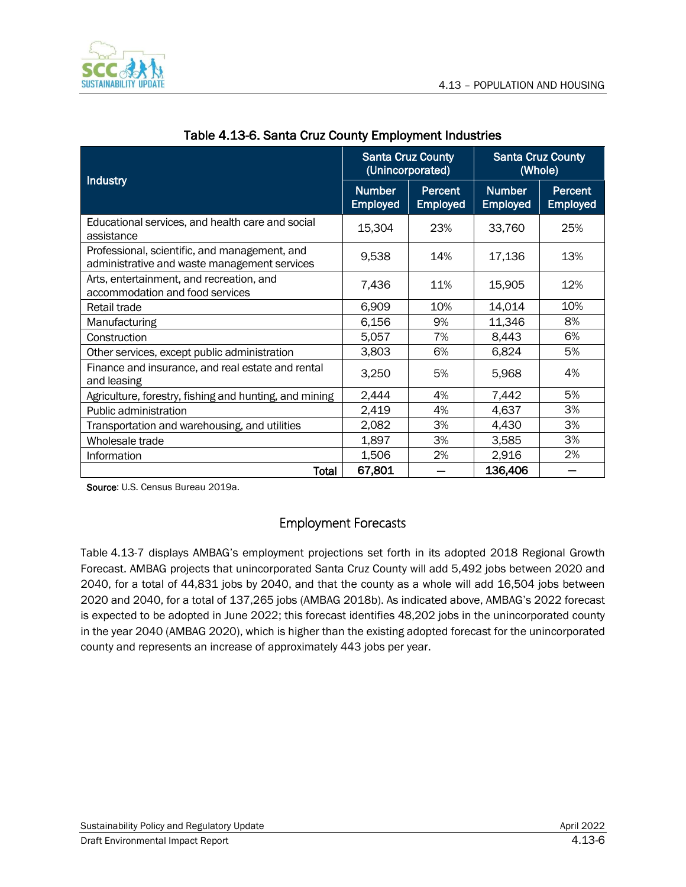Table 4.13-6. Santa Cruz County Employment Industries

| Industry | Santa Cruz County (Unincorporated) | | Santa Cruz County (Whole) | |
|---|---|---|---|---|
| | Number Employed | Percent Employed | Number Employed | Percent Employed |
| Educational services, and health care and social assistance | 15,304 | 23% | 33,760 | 25% |
| Professional, scientific, and management, and administrative and waste management services | 9,538 | 14% | 17,136 | 13% |
| Arts, entertainment, and recreation, and accommodation and food services | 7,436 | 11% | 15,905 | 12% |
| Retail trade | 6,909 | 10% | 14,014 | 10% |
| Manufacturing | 6,156 | 9% | 11,346 | 8% |
| Construction | 5,057 | 7% | 8,443 | 6% |
| Other services, except public administration | 3,803 | 6% | 6,824 | 5% |
| Finance and insurance, and real estate and rental and leasing | 3,250 | 5% | 5,968 | 4% |
| Agriculture, forestry, fishing and hunting, and mining | 2,444 | 4% | 7,442 | 5% |
| Public administration | 2,419 | 4% | 4,637 | 3% |
| Transportation and warehousing, and utilities | 2,082 | 3% | 4,430 | 3% |
| Wholesale trade | 1,897 | 3% | 3,585 | 3% |
| Information | 1,506 | 2% | 2,916 | 2% |
| **Total** | **67,801** | — | **136,406** | — |

**Source**: U.S. Census Bureau 2019a.

## Employment Forecasts

Table 4.13-7 displays AMBAG's employment projections set forth in its adopted 2018 Regional Growth Forecast. AMBAG projects that unincorporated Santa Cruz County will add 5,492 jobs between 2020 and 2040, for a total of 44,831 jobs by 2040, and that the county as a whole will add 16,504 jobs between 2020 and 2040, for a total of 137,265 jobs (AMBAG 2018b). As indicated above, AMBAG's 2022 forecast is expected to be adopted in June 2022; this forecast identifies 48,202 jobs in the unincorporated county in the year 2040 (AMBAG 2020), which is higher than the existing adopted forecast for the unincorporated county and represents an increase of approximately 443 jobs per year.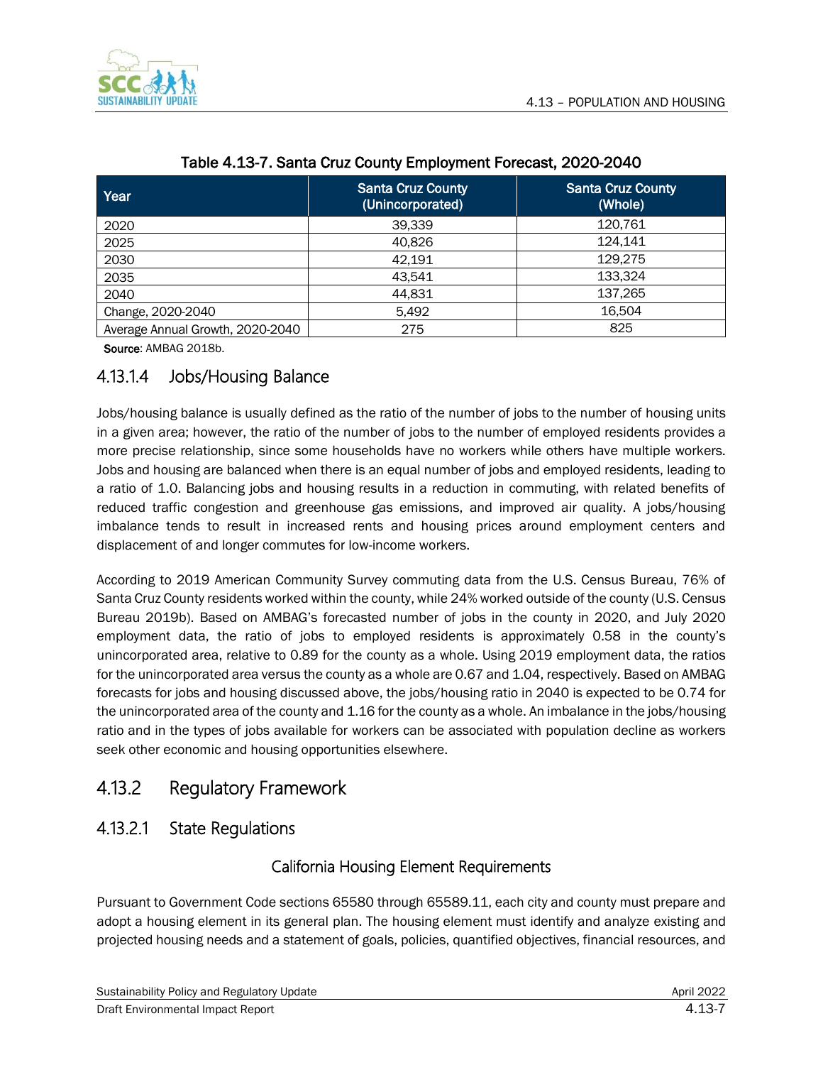Table 4.13-7. Santa Cruz County Employment Forecast, 2020-2040

| Year | Santa Cruz County (Unincorporated) | Santa Cruz County (Whole) |
|---|---|---|
| 2020 | 39,339 | 120,761 |
| 2025 | 40,826 | 124,141 |
| 2030 | 42,191 | 129,275 |
| 2035 | 43,541 | 133,324 |
| 2040 | 44,831 | 137,265 |
| Change, 2020-2040 | 5,492 | 16,504 |
| Average Annual Growth, 2020-2040 | 275 | 825 |

**Source**: AMBAG 2018b.

### 4.13.1.4 Jobs/Housing Balance

Jobs/housing balance is usually defined as the ratio of the number of jobs to the number of housing units in a given area; however, the ratio of the number of jobs to the number of employed residents provides a more precise relationship, since some households have no workers while others have multiple workers. Jobs and housing are balanced when there is an equal number of jobs and employed residents, leading to a ratio of 1.0. Balancing jobs and housing results in a reduction in commuting, with related benefits of reduced traffic congestion and greenhouse gas emissions, and improved air quality. A jobs/housing imbalance tends to result in increased rents and housing prices around employment centers and displacement of and longer commutes for low-income workers.

According to 2019 American Community Survey commuting data from the U.S. Census Bureau, 76% of Santa Cruz County residents worked within the county, while 24% worked outside of the county (U.S. Census Bureau 2019b). Based on AMBAG's forecasted number of jobs in the county in 2020, and July 2020 employment data, the ratio of jobs to employed residents is approximately 0.58 in the county's unincorporated area, relative to 0.89 for the county as a whole. Using 2019 employment data, the ratios for the unincorporated area versus the county as a whole are 0.67 and 1.04, respectively. Based on AMBAG forecasts for jobs and housing discussed above, the jobs/housing ratio in 2040 is expected to be 0.74 for the unincorporated area of the county and 1.16 for the county as a whole. An imbalance in the jobs/housing ratio and in the types of jobs available for workers can be associated with population decline as workers seek other economic and housing opportunities elsewhere.

## 4.13.2 Regulatory Framework

### 4.13.2.1 State Regulations

#### California Housing Element Requirements

Pursuant to Government Code sections 65580 through 65589.11, each city and county must prepare and adopt a housing element in its general plan. The housing element must identify and analyze existing and projected housing needs and a statement of goals, policies, quantified objectives, financial resources, and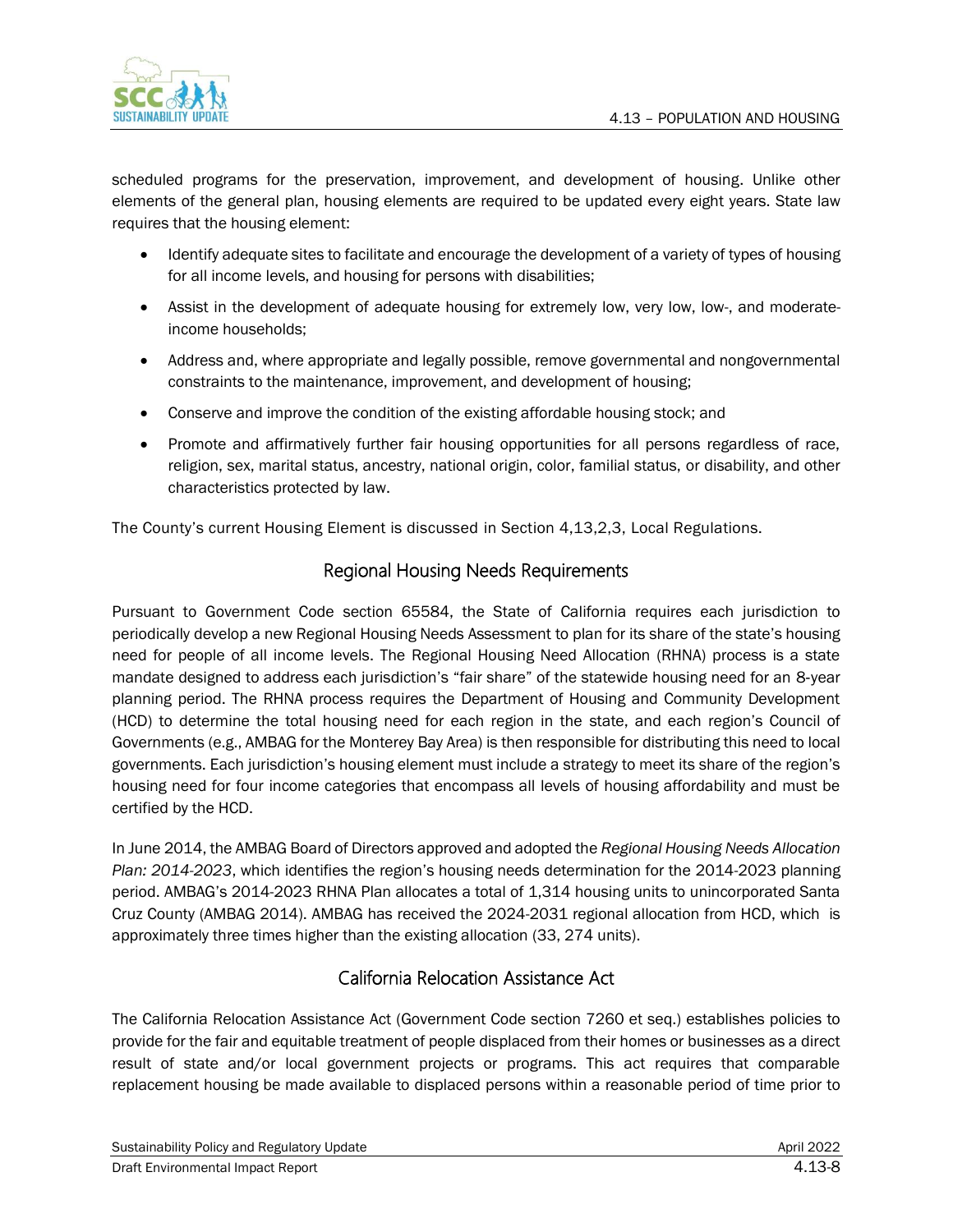scheduled programs for the preservation, improvement, and development of housing. Unlike other elements of the general plan, housing elements are required to be updated every eight years. State law requires that the housing element:

- Identify adequate sites to facilitate and encourage the development of a variety of types of housing for all income levels, and housing for persons with disabilities;
- Assist in the development of adequate housing for extremely low, very low, low-, and moderate-income households;
- Address and, where appropriate and legally possible, remove governmental and nongovernmental constraints to the maintenance, improvement, and development of housing;
- Conserve and improve the condition of the existing affordable housing stock; and
- Promote and affirmatively further fair housing opportunities for all persons regardless of race, religion, sex, marital status, ancestry, national origin, color, familial status, or disability, and other characteristics protected by law.

The County's current Housing Element is discussed in Section 4,13,2,3, Local Regulations.

## Regional Housing Needs Requirements

Pursuant to Government Code section 65584, the State of California requires each jurisdiction to periodically develop a new Regional Housing Needs Assessment to plan for its share of the state's housing need for people of all income levels. The Regional Housing Need Allocation (RHNA) process is a state mandate designed to address each jurisdiction's "fair share" of the statewide housing need for an 8-year planning period. The RHNA process requires the Department of Housing and Community Development (HCD) to determine the total housing need for each region in the state, and each region's Council of Governments (e.g., AMBAG for the Monterey Bay Area) is then responsible for distributing this need to local governments. Each jurisdiction's housing element must include a strategy to meet its share of the region's housing need for four income categories that encompass all levels of housing affordability and must be certified by the HCD.

In June 2014, the AMBAG Board of Directors approved and adopted the *Regional Housing Needs Allocation Plan: 2014-2023*, which identifies the region's housing needs determination for the 2014-2023 planning period. AMBAG's 2014-2023 RHNA Plan allocates a total of 1,314 housing units to unincorporated Santa Cruz County (AMBAG 2014). AMBAG has received the 2024-2031 regional allocation from HCD, which is approximately three times higher than the existing allocation (33, 274 units).

## California Relocation Assistance Act

The California Relocation Assistance Act (Government Code section 7260 et seq.) establishes policies to provide for the fair and equitable treatment of people displaced from their homes or businesses as a direct result of state and/or local government projects or programs. This act requires that comparable replacement housing be made available to displaced persons within a reasonable period of time prior to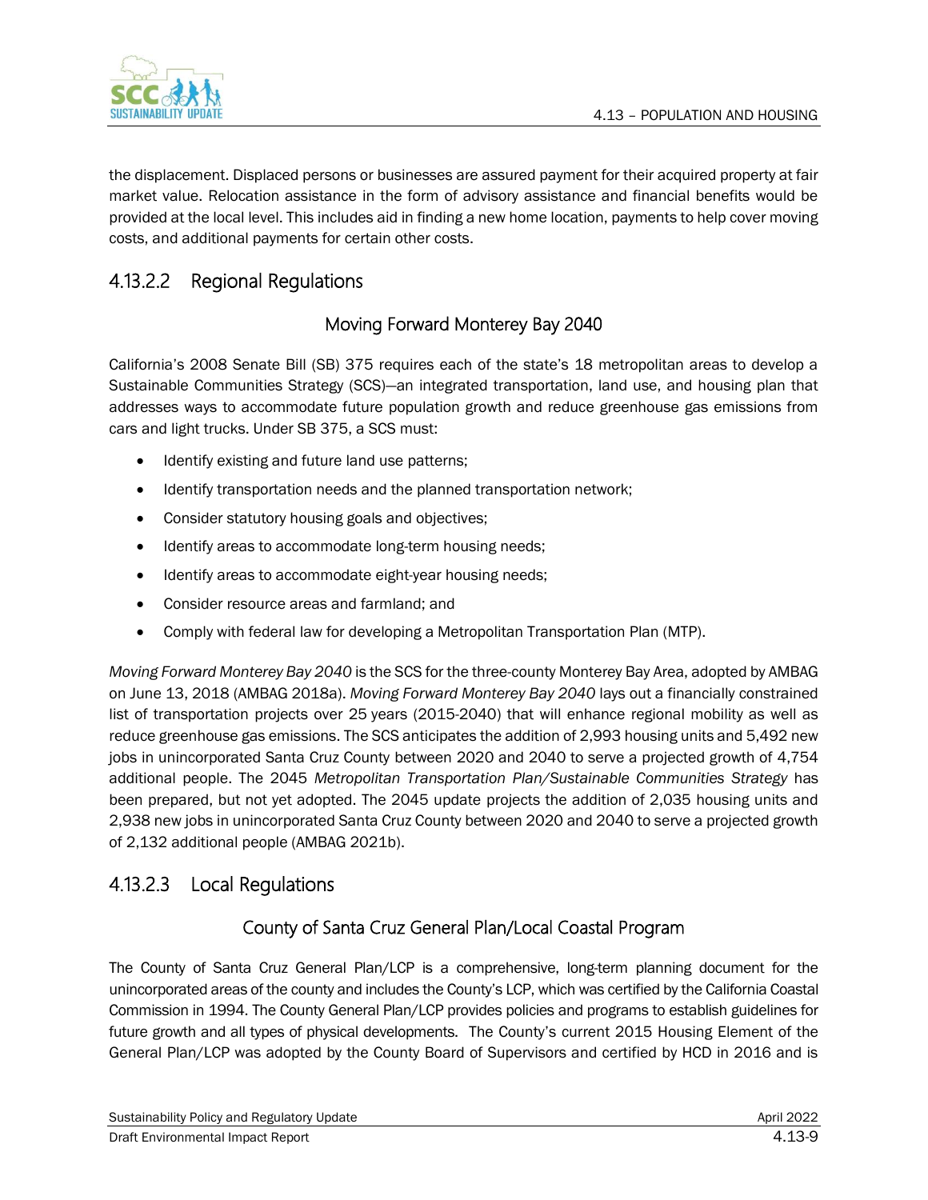the displacement. Displaced persons or businesses are assured payment for their acquired property at fair market value. Relocation assistance in the form of advisory assistance and financial benefits would be provided at the local level. This includes aid in finding a new home location, payments to help cover moving costs, and additional payments for certain other costs.

## 4.13.2.2 Regional Regulations

### Moving Forward Monterey Bay 2040

California's 2008 Senate Bill (SB) 375 requires each of the state's 18 metropolitan areas to develop a Sustainable Communities Strategy (SCS)—an integrated transportation, land use, and housing plan that addresses ways to accommodate future population growth and reduce greenhouse gas emissions from cars and light trucks. Under SB 375, a SCS must:

- Identify existing and future land use patterns;
- Identify transportation needs and the planned transportation network;
- Consider statutory housing goals and objectives;
- Identify areas to accommodate long-term housing needs;
- Identify areas to accommodate eight-year housing needs;
- Consider resource areas and farmland; and
- Comply with federal law for developing a Metropolitan Transportation Plan (MTP).

*Moving Forward Monterey Bay 2040* is the SCS for the three-county Monterey Bay Area, adopted by AMBAG on June 13, 2018 (AMBAG 2018a). *Moving Forward Monterey Bay 2040* lays out a financially constrained list of transportation projects over 25 years (2015-2040) that will enhance regional mobility as well as reduce greenhouse gas emissions. The SCS anticipates the addition of 2,993 housing units and 5,492 new jobs in unincorporated Santa Cruz County between 2020 and 2040 to serve a projected growth of 4,754 additional people. The 2045 *Metropolitan Transportation Plan/Sustainable Communities Strategy* has been prepared, but not yet adopted. The 2045 update projects the addition of 2,035 housing units and 2,938 new jobs in unincorporated Santa Cruz County between 2020 and 2040 to serve a projected growth of 2,132 additional people (AMBAG 2021b).

## 4.13.2.3 Local Regulations

### County of Santa Cruz General Plan/Local Coastal Program

The County of Santa Cruz General Plan/LCP is a comprehensive, long-term planning document for the unincorporated areas of the county and includes the County's LCP, which was certified by the California Coastal Commission in 1994. The County General Plan/LCP provides policies and programs to establish guidelines for future growth and all types of physical developments. The County's current 2015 Housing Element of the General Plan/LCP was adopted by the County Board of Supervisors and certified by HCD in 2016 and is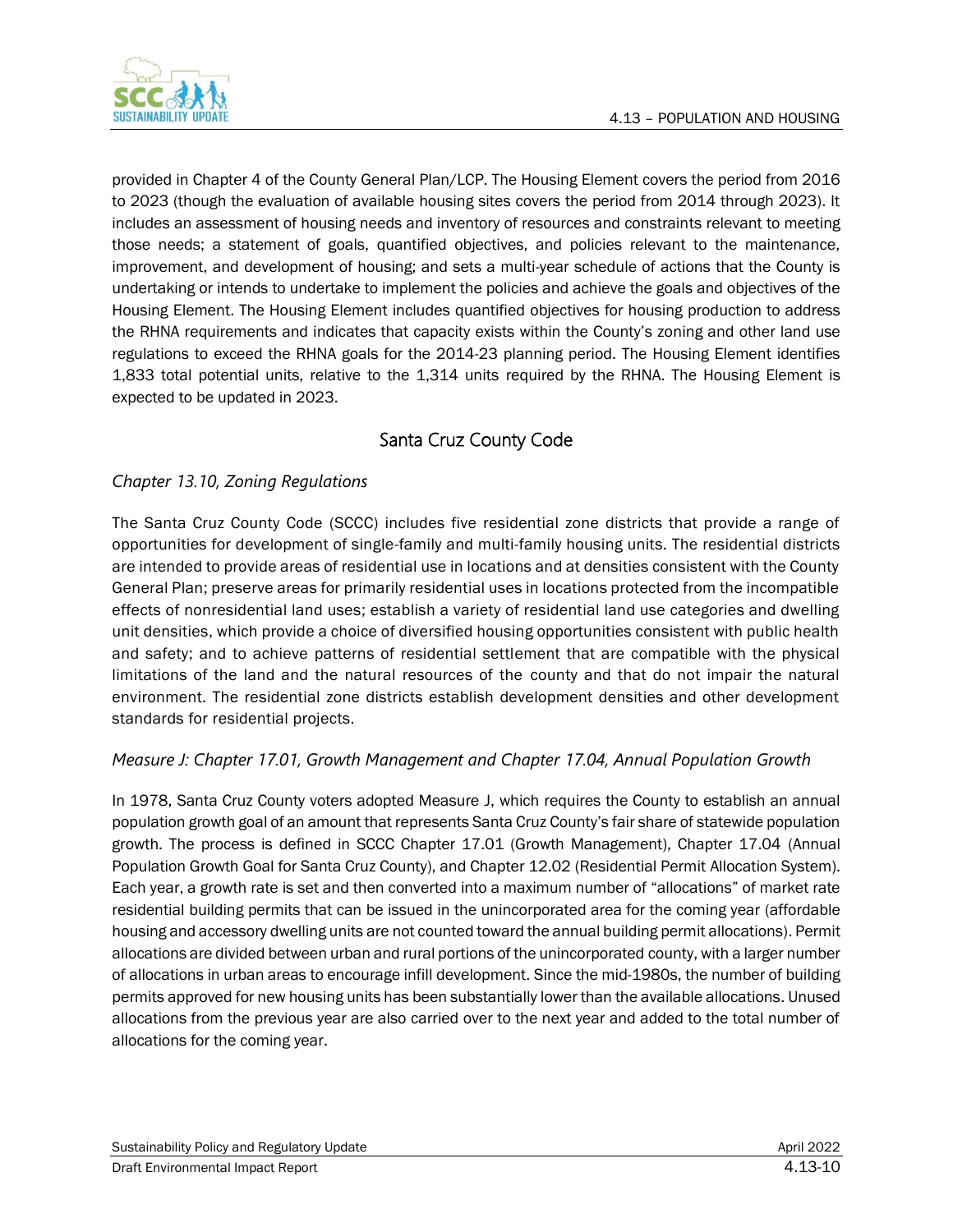provided in Chapter 4 of the County General Plan/LCP. The Housing Element covers the period from 2016 to 2023 (though the evaluation of available housing sites covers the period from 2014 through 2023). It includes an assessment of housing needs and inventory of resources and constraints relevant to meeting those needs; a statement of goals, quantified objectives, and policies relevant to the maintenance, improvement, and development of housing; and sets a multi-year schedule of actions that the County is undertaking or intends to undertake to implement the policies and achieve the goals and objectives of the Housing Element. The Housing Element includes quantified objectives for housing production to address the RHNA requirements and indicates that capacity exists within the County's zoning and other land use regulations to exceed the RHNA goals for the 2014-23 planning period. The Housing Element identifies 1,833 total potential units, relative to the 1,314 units required by the RHNA. The Housing Element is expected to be updated in 2023.

## Santa Cruz County Code

### *Chapter 13.10, Zoning Regulations*

The Santa Cruz County Code (SCCC) includes five residential zone districts that provide a range of opportunities for development of single-family and multi-family housing units. The residential districts are intended to provide areas of residential use in locations and at densities consistent with the County General Plan; preserve areas for primarily residential uses in locations protected from the incompatible effects of nonresidential land uses; establish a variety of residential land use categories and dwelling unit densities, which provide a choice of diversified housing opportunities consistent with public health and safety; and to achieve patterns of residential settlement that are compatible with the physical limitations of the land and the natural resources of the county and that do not impair the natural environment. The residential zone districts establish development densities and other development standards for residential projects.

### *Measure J: Chapter 17.01, Growth Management and Chapter 17.04, Annual Population Growth*

In 1978, Santa Cruz County voters adopted Measure J, which requires the County to establish an annual population growth goal of an amount that represents Santa Cruz County's fair share of statewide population growth. The process is defined in SCCC Chapter 17.01 (Growth Management), Chapter 17.04 (Annual Population Growth Goal for Santa Cruz County), and Chapter 12.02 (Residential Permit Allocation System). Each year, a growth rate is set and then converted into a maximum number of "allocations" of market rate residential building permits that can be issued in the unincorporated area for the coming year (affordable housing and accessory dwelling units are not counted toward the annual building permit allocations). Permit allocations are divided between urban and rural portions of the unincorporated county, with a larger number of allocations in urban areas to encourage infill development. Since the mid-1980s, the number of building permits approved for new housing units has been substantially lower than the available allocations. Unused allocations from the previous year are also carried over to the next year and added to the total number of allocations for the coming year.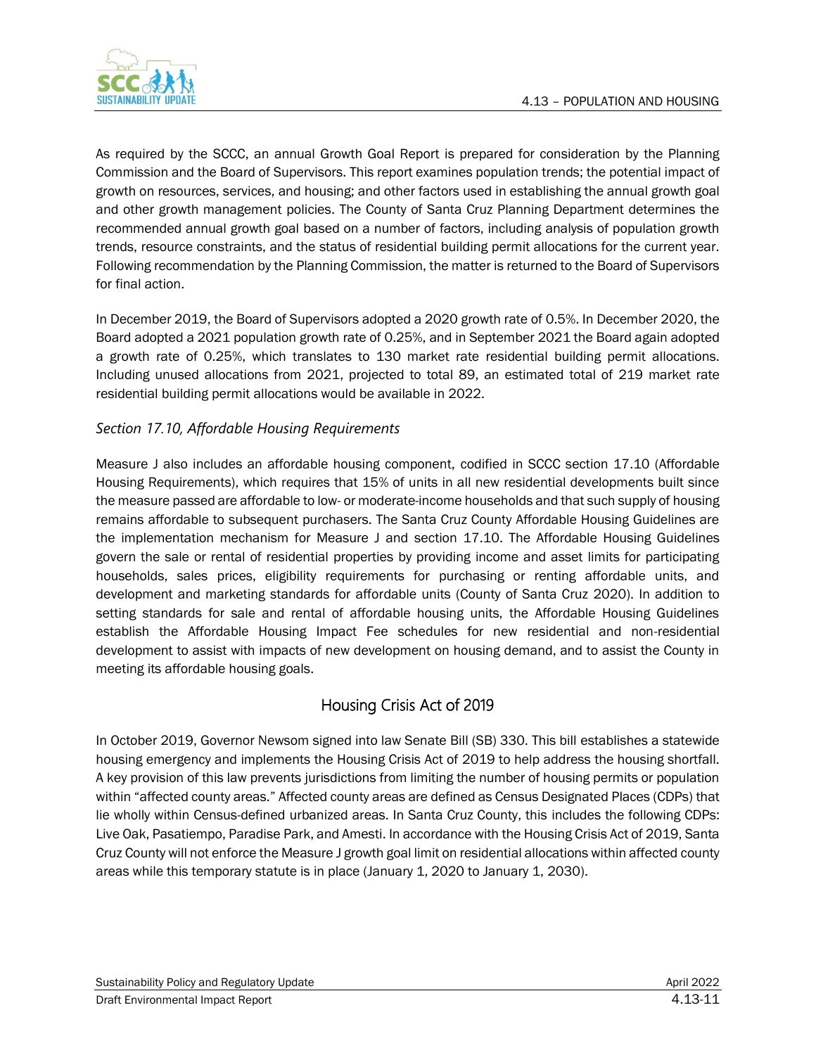As required by the SCCC, an annual Growth Goal Report is prepared for consideration by the Planning Commission and the Board of Supervisors. This report examines population trends; the potential impact of growth on resources, services, and housing; and other factors used in establishing the annual growth goal and other growth management policies. The County of Santa Cruz Planning Department determines the recommended annual growth goal based on a number of factors, including analysis of population growth trends, resource constraints, and the status of residential building permit allocations for the current year. Following recommendation by the Planning Commission, the matter is returned to the Board of Supervisors for final action.

In December 2019, the Board of Supervisors adopted a 2020 growth rate of 0.5%. In December 2020, the Board adopted a 2021 population growth rate of 0.25%, and in September 2021 the Board again adopted a growth rate of 0.25%, which translates to 130 market rate residential building permit allocations. Including unused allocations from 2021, projected to total 89, an estimated total of 219 market rate residential building permit allocations would be available in 2022.

*Section 17.10, Affordable Housing Requirements*

Measure J also includes an affordable housing component, codified in SCCC section 17.10 (Affordable Housing Requirements), which requires that 15% of units in all new residential developments built since the measure passed are affordable to low- or moderate-income households and that such supply of housing remains affordable to subsequent purchasers. The Santa Cruz County Affordable Housing Guidelines are the implementation mechanism for Measure J and section 17.10. The Affordable Housing Guidelines govern the sale or rental of residential properties by providing income and asset limits for participating households, sales prices, eligibility requirements for purchasing or renting affordable units, and development and marketing standards for affordable units (County of Santa Cruz 2020). In addition to setting standards for sale and rental of affordable housing units, the Affordable Housing Guidelines establish the Affordable Housing Impact Fee schedules for new residential and non-residential development to assist with impacts of new development on housing demand, and to assist the County in meeting its affordable housing goals.

## Housing Crisis Act of 2019

In October 2019, Governor Newsom signed into law Senate Bill (SB) 330. This bill establishes a statewide housing emergency and implements the Housing Crisis Act of 2019 to help address the housing shortfall. A key provision of this law prevents jurisdictions from limiting the number of housing permits or population within "affected county areas." Affected county areas are defined as Census Designated Places (CDPs) that lie wholly within Census-defined urbanized areas. In Santa Cruz County, this includes the following CDPs: Live Oak, Pasatiempo, Paradise Park, and Amesti. In accordance with the Housing Crisis Act of 2019, Santa Cruz County will not enforce the Measure J growth goal limit on residential allocations within affected county areas while this temporary statute is in place (January 1, 2020 to January 1, 2030).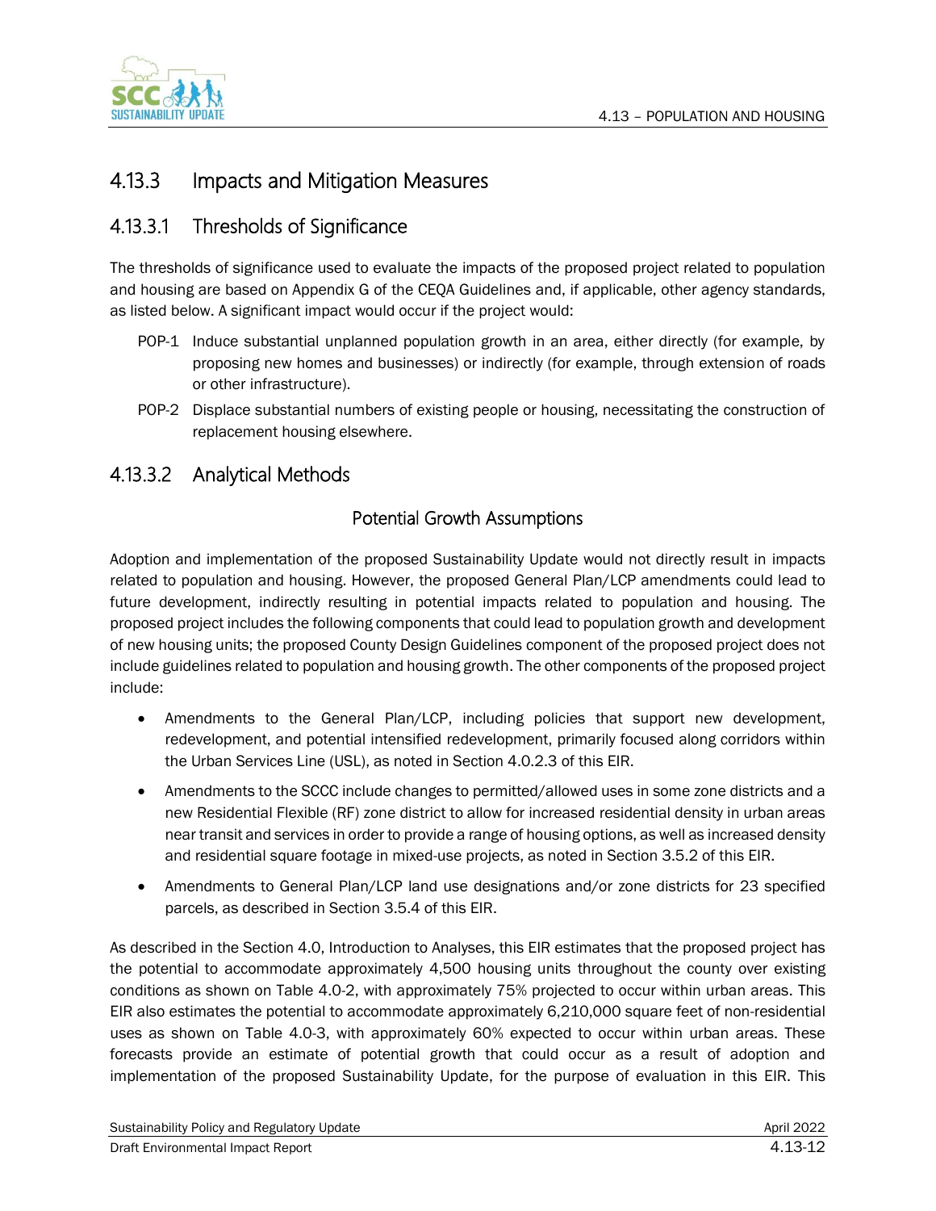## 4.13.3 Impacts and Mitigation Measures

### 4.13.3.1 Thresholds of Significance

The thresholds of significance used to evaluate the impacts of the proposed project related to population and housing are based on Appendix G of the CEQA Guidelines and, if applicable, other agency standards, as listed below. A significant impact would occur if the project would:

- POP-1 Induce substantial unplanned population growth in an area, either directly (for example, by proposing new homes and businesses) or indirectly (for example, through extension of roads or other infrastructure).
- POP-2 Displace substantial numbers of existing people or housing, necessitating the construction of replacement housing elsewhere.

### 4.13.3.2 Analytical Methods

#### Potential Growth Assumptions

Adoption and implementation of the proposed Sustainability Update would not directly result in impacts related to population and housing. However, the proposed General Plan/LCP amendments could lead to future development, indirectly resulting in potential impacts related to population and housing. The proposed project includes the following components that could lead to population growth and development of new housing units; the proposed County Design Guidelines component of the proposed project does not include guidelines related to population and housing growth. The other components of the proposed project include:

- Amendments to the General Plan/LCP, including policies that support new development, redevelopment, and potential intensified redevelopment, primarily focused along corridors within the Urban Services Line (USL), as noted in Section 4.0.2.3 of this EIR.
- Amendments to the SCCC include changes to permitted/allowed uses in some zone districts and a new Residential Flexible (RF) zone district to allow for increased residential density in urban areas near transit and services in order to provide a range of housing options, as well as increased density and residential square footage in mixed-use projects, as noted in Section 3.5.2 of this EIR.
- Amendments to General Plan/LCP land use designations and/or zone districts for 23 specified parcels, as described in Section 3.5.4 of this EIR.

As described in the Section 4.0, Introduction to Analyses, this EIR estimates that the proposed project has the potential to accommodate approximately 4,500 housing units throughout the county over existing conditions as shown on Table 4.0-2, with approximately 75% projected to occur within urban areas. This EIR also estimates the potential to accommodate approximately 6,210,000 square feet of non-residential uses as shown on Table 4.0-3, with approximately 60% expected to occur within urban areas. These forecasts provide an estimate of potential growth that could occur as a result of adoption and implementation of the proposed Sustainability Update, for the purpose of evaluation in this EIR. This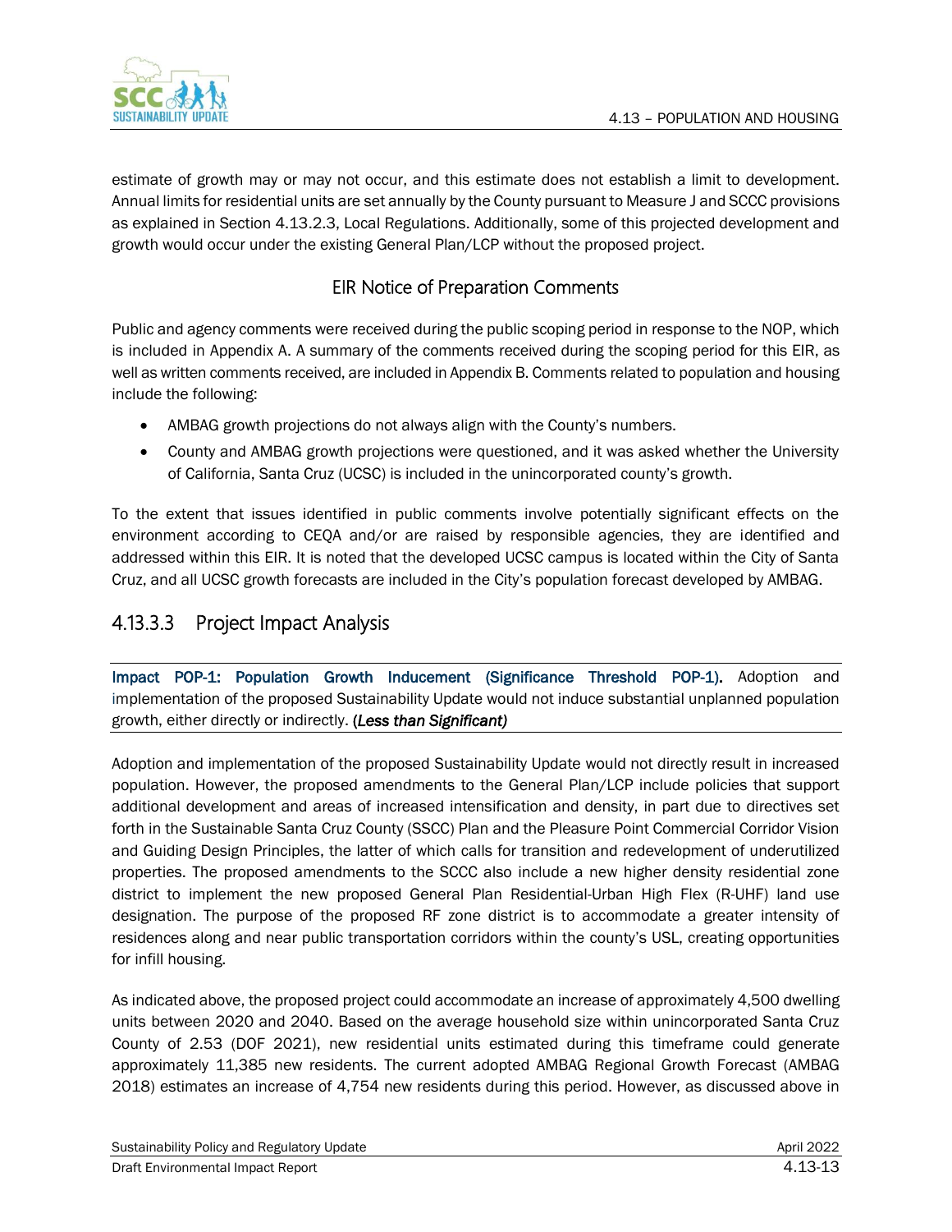estimate of growth may or may not occur, and this estimate does not establish a limit to development. Annual limits for residential units are set annually by the County pursuant to Measure J and SCCC provisions as explained in Section 4.13.2.3, Local Regulations. Additionally, some of this projected development and growth would occur under the existing General Plan/LCP without the proposed project.

### EIR Notice of Preparation Comments

Public and agency comments were received during the public scoping period in response to the NOP, which is included in Appendix A. A summary of the comments received during the scoping period for this EIR, as well as written comments received, are included in Appendix B. Comments related to population and housing include the following:

- AMBAG growth projections do not always align with the County's numbers.
- County and AMBAG growth projections were questioned, and it was asked whether the University of California, Santa Cruz (UCSC) is included in the unincorporated county's growth.

To the extent that issues identified in public comments involve potentially significant effects on the environment according to CEQA and/or are raised by responsible agencies, they are identified and addressed within this EIR. It is noted that the developed UCSC campus is located within the City of Santa Cruz, and all UCSC growth forecasts are included in the City's population forecast developed by AMBAG.

## 4.13.3.3 Project Impact Analysis

**Impact POP-1: Population Growth Inducement (Significance Threshold POP-1).** Adoption and implementation of the proposed Sustainability Update would not induce substantial unplanned population growth, either directly or indirectly. ***(Less than Significant)***

Adoption and implementation of the proposed Sustainability Update would not directly result in increased population. However, the proposed amendments to the General Plan/LCP include policies that support additional development and areas of increased intensification and density, in part due to directives set forth in the Sustainable Santa Cruz County (SSCC) Plan and the Pleasure Point Commercial Corridor Vision and Guiding Design Principles, the latter of which calls for transition and redevelopment of underutilized properties. The proposed amendments to the SCCC also include a new higher density residential zone district to implement the new proposed General Plan Residential-Urban High Flex (R-UHF) land use designation. The purpose of the proposed RF zone district is to accommodate a greater intensity of residences along and near public transportation corridors within the county's USL, creating opportunities for infill housing.

As indicated above, the proposed project could accommodate an increase of approximately 4,500 dwelling units between 2020 and 2040. Based on the average household size within unincorporated Santa Cruz County of 2.53 (DOF 2021), new residential units estimated during this timeframe could generate approximately 11,385 new residents. The current adopted AMBAG Regional Growth Forecast (AMBAG 2018) estimates an increase of 4,754 new residents during this period. However, as discussed above in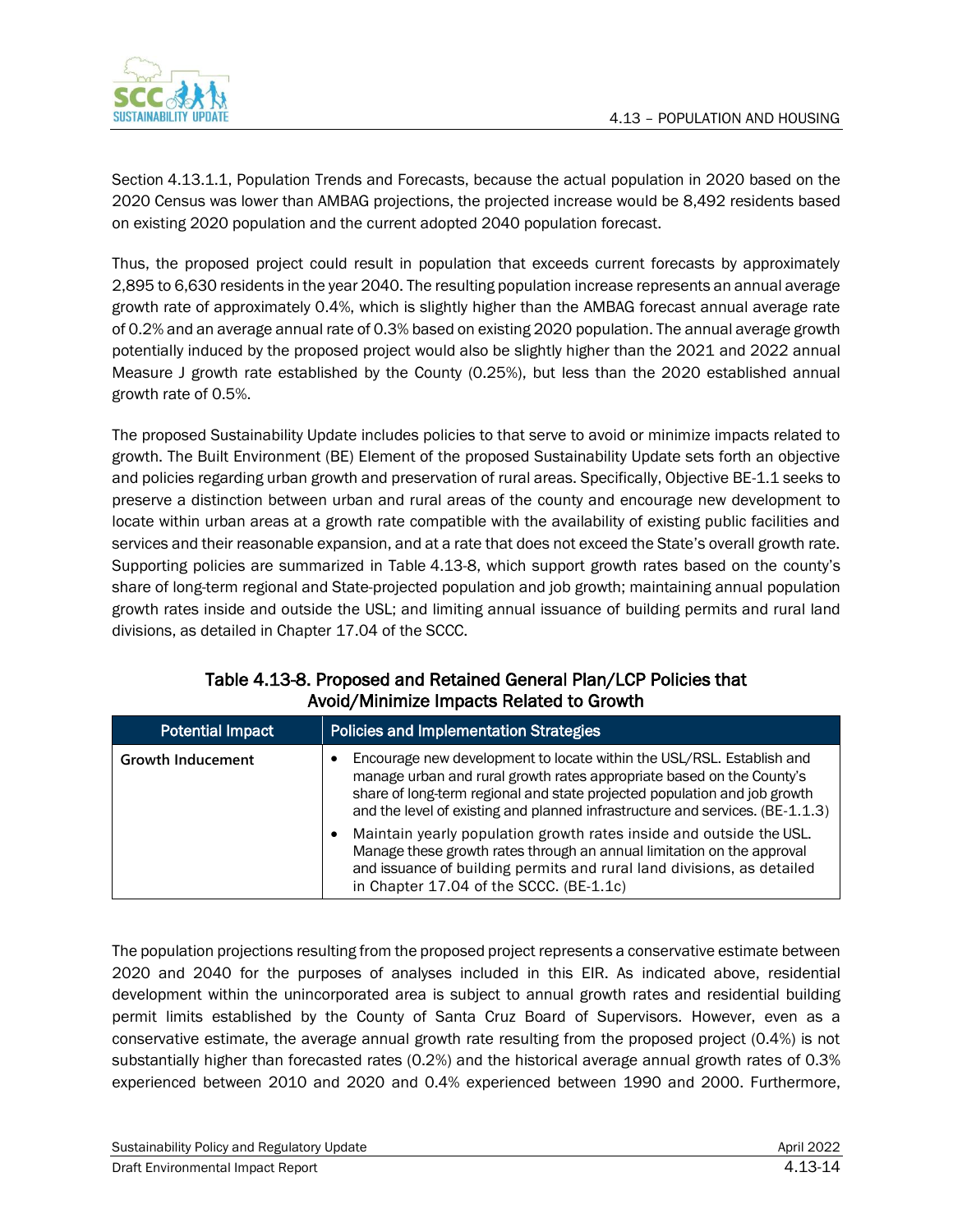Section 4.13.1.1, Population Trends and Forecasts, because the actual population in 2020 based on the 2020 Census was lower than AMBAG projections, the projected increase would be 8,492 residents based on existing 2020 population and the current adopted 2040 population forecast.

Thus, the proposed project could result in population that exceeds current forecasts by approximately 2,895 to 6,630 residents in the year 2040. The resulting population increase represents an annual average growth rate of approximately 0.4%, which is slightly higher than the AMBAG forecast annual average rate of 0.2% and an average annual rate of 0.3% based on existing 2020 population. The annual average growth potentially induced by the proposed project would also be slightly higher than the 2021 and 2022 annual Measure J growth rate established by the County (0.25%), but less than the 2020 established annual growth rate of 0.5%.

The proposed Sustainability Update includes policies to that serve to avoid or minimize impacts related to growth. The Built Environment (BE) Element of the proposed Sustainability Update sets forth an objective and policies regarding urban growth and preservation of rural areas. Specifically, Objective BE-1.1 seeks to preserve a distinction between urban and rural areas of the county and encourage new development to locate within urban areas at a growth rate compatible with the availability of existing public facilities and services and their reasonable expansion, and at a rate that does not exceed the State's overall growth rate. Supporting policies are summarized in Table 4.13-8, which support growth rates based on the county's share of long-term regional and State-projected population and job growth; maintaining annual population growth rates inside and outside the USL; and limiting annual issuance of building permits and rural land divisions, as detailed in Chapter 17.04 of the SCCC.

**Table 4.13-8. Proposed and Retained General Plan/LCP Policies that Avoid/Minimize Impacts Related to Growth**

| Potential Impact | Policies and Implementation Strategies |
|---|---|
| **Growth Inducement** | • Encourage new development to locate within the USL/RSL. Establish and manage urban and rural growth rates appropriate based on the County's share of long-term regional and state projected population and job growth and the level of existing and planned infrastructure and services. (BE-1.1.3)<br>• Maintain yearly population growth rates inside and outside the USL. Manage these growth rates through an annual limitation on the approval and issuance of building permits and rural land divisions, as detailed in Chapter 17.04 of the SCCC. (BE-1.1c) |

The population projections resulting from the proposed project represents a conservative estimate between 2020 and 2040 for the purposes of analyses included in this EIR. As indicated above, residential development within the unincorporated area is subject to annual growth rates and residential building permit limits established by the County of Santa Cruz Board of Supervisors. However, even as a conservative estimate, the average annual growth rate resulting from the proposed project (0.4%) is not substantially higher than forecasted rates (0.2%) and the historical average annual growth rates of 0.3% experienced between 2010 and 2020 and 0.4% experienced between 1990 and 2000. Furthermore,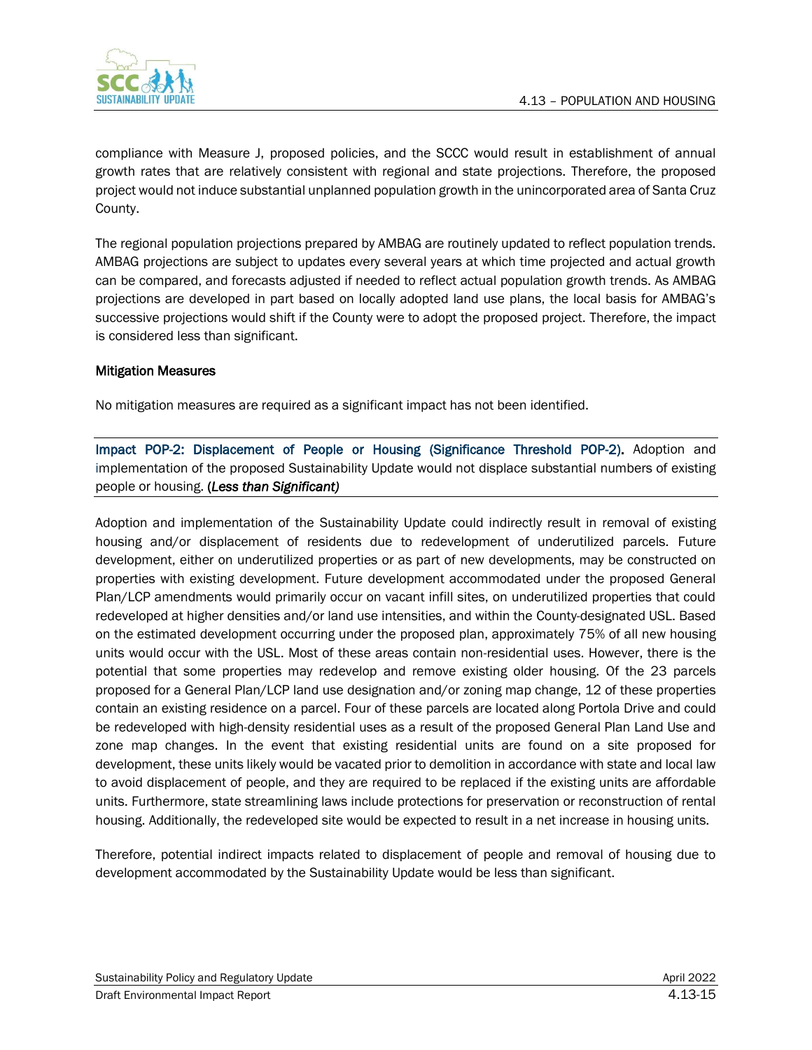compliance with Measure J, proposed policies, and the SCCC would result in establishment of annual growth rates that are relatively consistent with regional and state projections. Therefore, the proposed project would not induce substantial unplanned population growth in the unincorporated area of Santa Cruz County.

The regional population projections prepared by AMBAG are routinely updated to reflect population trends. AMBAG projections are subject to updates every several years at which time projected and actual growth can be compared, and forecasts adjusted if needed to reflect actual population growth trends. As AMBAG projections are developed in part based on locally adopted land use plans, the local basis for AMBAG's successive projections would shift if the County were to adopt the proposed project. Therefore, the impact is considered less than significant.

**Mitigation Measures**

No mitigation measures are required as a significant impact has not been identified.

---

**Impact POP-2: Displacement of People or Housing (Significance Threshold POP-2).** Adoption and implementation of the proposed Sustainability Update would not displace substantial numbers of existing people or housing. **(*Less than Significant*)**

---

Adoption and implementation of the Sustainability Update could indirectly result in removal of existing housing and/or displacement of residents due to redevelopment of underutilized parcels. Future development, either on underutilized properties or as part of new developments, may be constructed on properties with existing development. Future development accommodated under the proposed General Plan/LCP amendments would primarily occur on vacant infill sites, on underutilized properties that could redeveloped at higher densities and/or land use intensities, and within the County-designated USL. Based on the estimated development occurring under the proposed plan, approximately 75% of all new housing units would occur with the USL. Most of these areas contain non-residential uses. However, there is the potential that some properties may redevelop and remove existing older housing. Of the 23 parcels proposed for a General Plan/LCP land use designation and/or zoning map change, 12 of these properties contain an existing residence on a parcel. Four of these parcels are located along Portola Drive and could be redeveloped with high-density residential uses as a result of the proposed General Plan Land Use and zone map changes. In the event that existing residential units are found on a site proposed for development, these units likely would be vacated prior to demolition in accordance with state and local law to avoid displacement of people, and they are required to be replaced if the existing units are affordable units. Furthermore, state streamlining laws include protections for preservation or reconstruction of rental housing. Additionally, the redeveloped site would be expected to result in a net increase in housing units.

Therefore, potential indirect impacts related to displacement of people and removal of housing due to development accommodated by the Sustainability Update would be less than significant.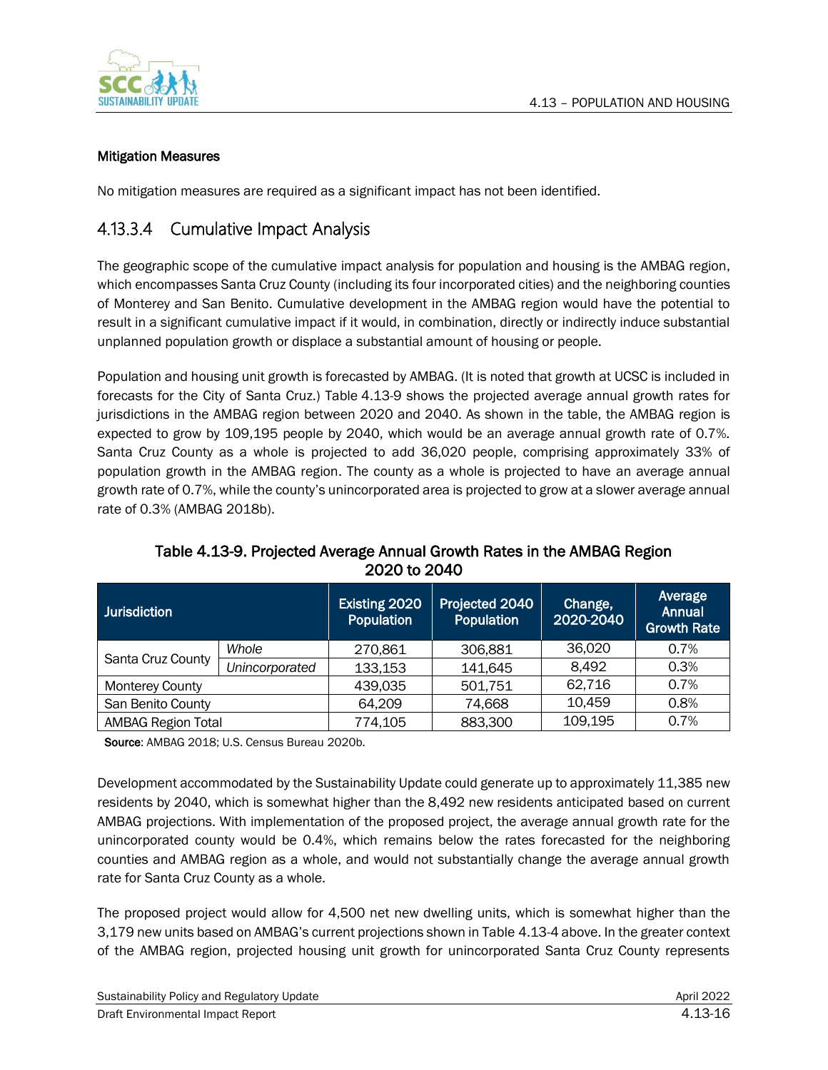#### Mitigation Measures

No mitigation measures are required as a significant impact has not been identified.

### 4.13.3.4 Cumulative Impact Analysis

The geographic scope of the cumulative impact analysis for population and housing is the AMBAG region, which encompasses Santa Cruz County (including its four incorporated cities) and the neighboring counties of Monterey and San Benito. Cumulative development in the AMBAG region would have the potential to result in a significant cumulative impact if it would, in combination, directly or indirectly induce substantial unplanned population growth or displace a substantial amount of housing or people.

Population and housing unit growth is forecasted by AMBAG. (It is noted that growth at UCSC is included in forecasts for the City of Santa Cruz.) Table 4.13-9 shows the projected average annual growth rates for jurisdictions in the AMBAG region between 2020 and 2040. As shown in the table, the AMBAG region is expected to grow by 109,195 people by 2040, which would be an average annual growth rate of 0.7%. Santa Cruz County as a whole is projected to add 36,020 people, comprising approximately 33% of population growth in the AMBAG region. The county as a whole is projected to have an average annual growth rate of 0.7%, while the county's unincorporated area is projected to grow at a slower average annual rate of 0.3% (AMBAG 2018b).

**Table 4.13-9. Projected Average Annual Growth Rates in the AMBAG Region 2020 to 2040**

| Jurisdiction | | Existing 2020 Population | Projected 2040 Population | Change, 2020-2040 | Average Annual Growth Rate |
|---|---|---|---|---|---|
| Santa Cruz County | *Whole* | 270,861 | 306,881 | 36,020 | 0.7% |
| | *Unincorporated* | 133,153 | 141,645 | 8,492 | 0.3% |
| Monterey County | | 439,035 | 501,751 | 62,716 | 0.7% |
| San Benito County | | 64,209 | 74,668 | 10,459 | 0.8% |
| AMBAG Region Total | | 774,105 | 883,300 | 109,195 | 0.7% |

**Source**: AMBAG 2018; U.S. Census Bureau 2020b.

Development accommodated by the Sustainability Update could generate up to approximately 11,385 new residents by 2040, which is somewhat higher than the 8,492 new residents anticipated based on current AMBAG projections. With implementation of the proposed project, the average annual growth rate for the unincorporated county would be 0.4%, which remains below the rates forecasted for the neighboring counties and AMBAG region as a whole, and would not substantially change the average annual growth rate for Santa Cruz County as a whole.

The proposed project would allow for 4,500 net new dwelling units, which is somewhat higher than the 3,179 new units based on AMBAG's current projections shown in Table 4.13-4 above. In the greater context of the AMBAG region, projected housing unit growth for unincorporated Santa Cruz County represents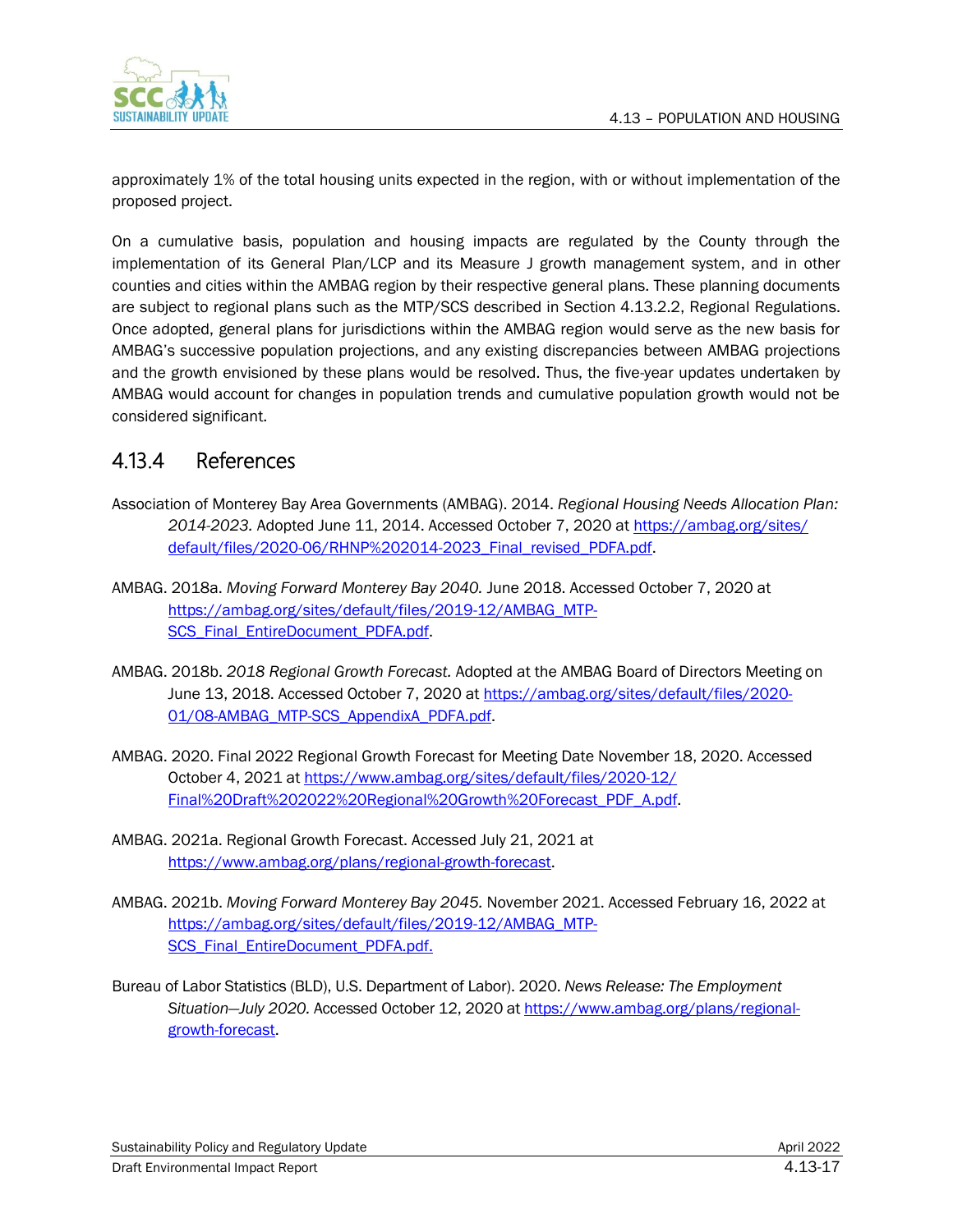approximately 1% of the total housing units expected in the region, with or without implementation of the proposed project.

On a cumulative basis, population and housing impacts are regulated by the County through the implementation of its General Plan/LCP and its Measure J growth management system, and in other counties and cities within the AMBAG region by their respective general plans. These planning documents are subject to regional plans such as the MTP/SCS described in Section 4.13.2.2, Regional Regulations. Once adopted, general plans for jurisdictions within the AMBAG region would serve as the new basis for AMBAG's successive population projections, and any existing discrepancies between AMBAG projections and the growth envisioned by these plans would be resolved. Thus, the five-year updates undertaken by AMBAG would account for changes in population trends and cumulative population growth would not be considered significant.

## 4.13.4 References

Association of Monterey Bay Area Governments (AMBAG). 2014. *Regional Housing Needs Allocation Plan: 2014-2023.* Adopted June 11, 2014. Accessed October 7, 2020 at https://ambag.org/sites/default/files/2020-06/RHNP%202014-2023_Final_revised_PDFA.pdf.

AMBAG. 2018a. *Moving Forward Monterey Bay 2040.* June 2018. Accessed October 7, 2020 at https://ambag.org/sites/default/files/2019-12/AMBAG_MTP-SCS_Final_EntireDocument_PDFA.pdf.

AMBAG. 2018b. *2018 Regional Growth Forecast.* Adopted at the AMBAG Board of Directors Meeting on June 13, 2018. Accessed October 7, 2020 at https://ambag.org/sites/default/files/2020-01/08-AMBAG_MTP-SCS_AppendixA_PDFA.pdf.

AMBAG. 2020. Final 2022 Regional Growth Forecast for Meeting Date November 18, 2020. Accessed October 4, 2021 at https://www.ambag.org/sites/default/files/2020-12/Final%20Draft%202022%20Regional%20Growth%20Forecast_PDF_A.pdf.

AMBAG. 2021a. Regional Growth Forecast. Accessed July 21, 2021 at https://www.ambag.org/plans/regional-growth-forecast.

AMBAG. 2021b. *Moving Forward Monterey Bay 2045.* November 2021. Accessed February 16, 2022 at https://ambag.org/sites/default/files/2019-12/AMBAG_MTP-SCS_Final_EntireDocument_PDFA.pdf.

Bureau of Labor Statistics (BLD), U.S. Department of Labor). 2020. *News Release: The Employment Situation—July 2020.* Accessed October 12, 2020 at https://www.ambag.org/plans/regional-growth-forecast.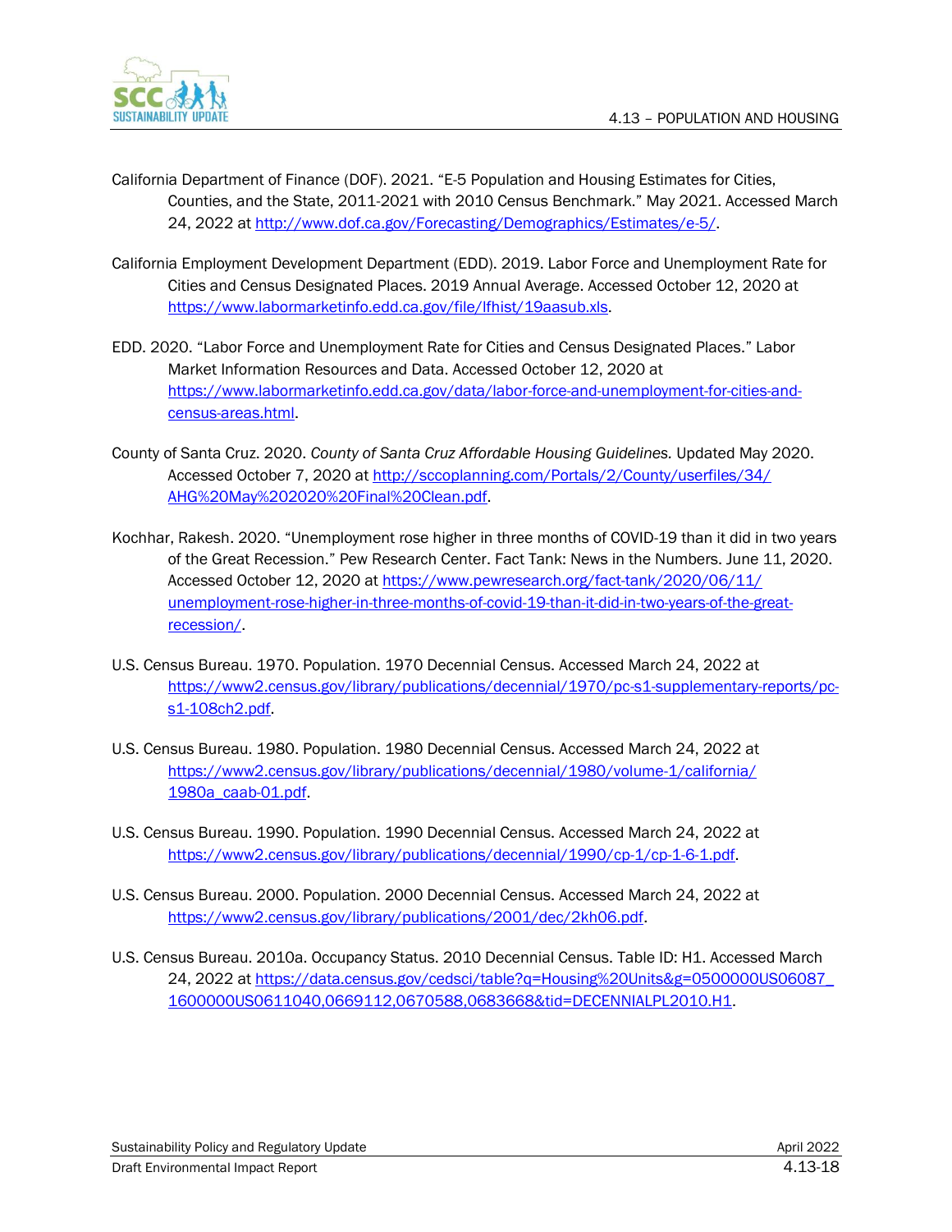California Department of Finance (DOF). 2021. "E-5 Population and Housing Estimates for Cities, Counties, and the State, 2011-2021 with 2010 Census Benchmark." May 2021. Accessed March 24, 2022 at http://www.dof.ca.gov/Forecasting/Demographics/Estimates/e-5/.

California Employment Development Department (EDD). 2019. Labor Force and Unemployment Rate for Cities and Census Designated Places. 2019 Annual Average. Accessed October 12, 2020 at https://www.labormarketinfo.edd.ca.gov/file/lfhist/19aasub.xls.

EDD. 2020. "Labor Force and Unemployment Rate for Cities and Census Designated Places." Labor Market Information Resources and Data. Accessed October 12, 2020 at https://www.labormarketinfo.edd.ca.gov/data/labor-force-and-unemployment-for-cities-and-census-areas.html.

County of Santa Cruz. 2020. *County of Santa Cruz Affordable Housing Guidelines.* Updated May 2020. Accessed October 7, 2020 at http://sccoplanning.com/Portals/2/County/userfiles/34/AHG%20May%202020%20Final%20Clean.pdf.

Kochhar, Rakesh. 2020. "Unemployment rose higher in three months of COVID-19 than it did in two years of the Great Recession." Pew Research Center. Fact Tank: News in the Numbers. June 11, 2020. Accessed October 12, 2020 at https://www.pewresearch.org/fact-tank/2020/06/11/unemployment-rose-higher-in-three-months-of-covid-19-than-it-did-in-two-years-of-the-great-recession/.

U.S. Census Bureau. 1970. Population. 1970 Decennial Census. Accessed March 24, 2022 at https://www2.census.gov/library/publications/decennial/1970/pc-s1-supplementary-reports/pc-s1-108ch2.pdf.

U.S. Census Bureau. 1980. Population. 1980 Decennial Census. Accessed March 24, 2022 at https://www2.census.gov/library/publications/decennial/1980/volume-1/california/1980a_caab-01.pdf.

U.S. Census Bureau. 1990. Population. 1990 Decennial Census. Accessed March 24, 2022 at https://www2.census.gov/library/publications/decennial/1990/cp-1/cp-1-6-1.pdf.

U.S. Census Bureau. 2000. Population. 2000 Decennial Census. Accessed March 24, 2022 at https://www2.census.gov/library/publications/2001/dec/2kh06.pdf.

U.S. Census Bureau. 2010a. Occupancy Status. 2010 Decennial Census. Table ID: H1. Accessed March 24, 2022 at https://data.census.gov/cedsci/table?q=Housing%20Units&g=0500000US06087_1600000US0611040,0669112,0670588,0683668&tid=DECENNIALPL2010.H1.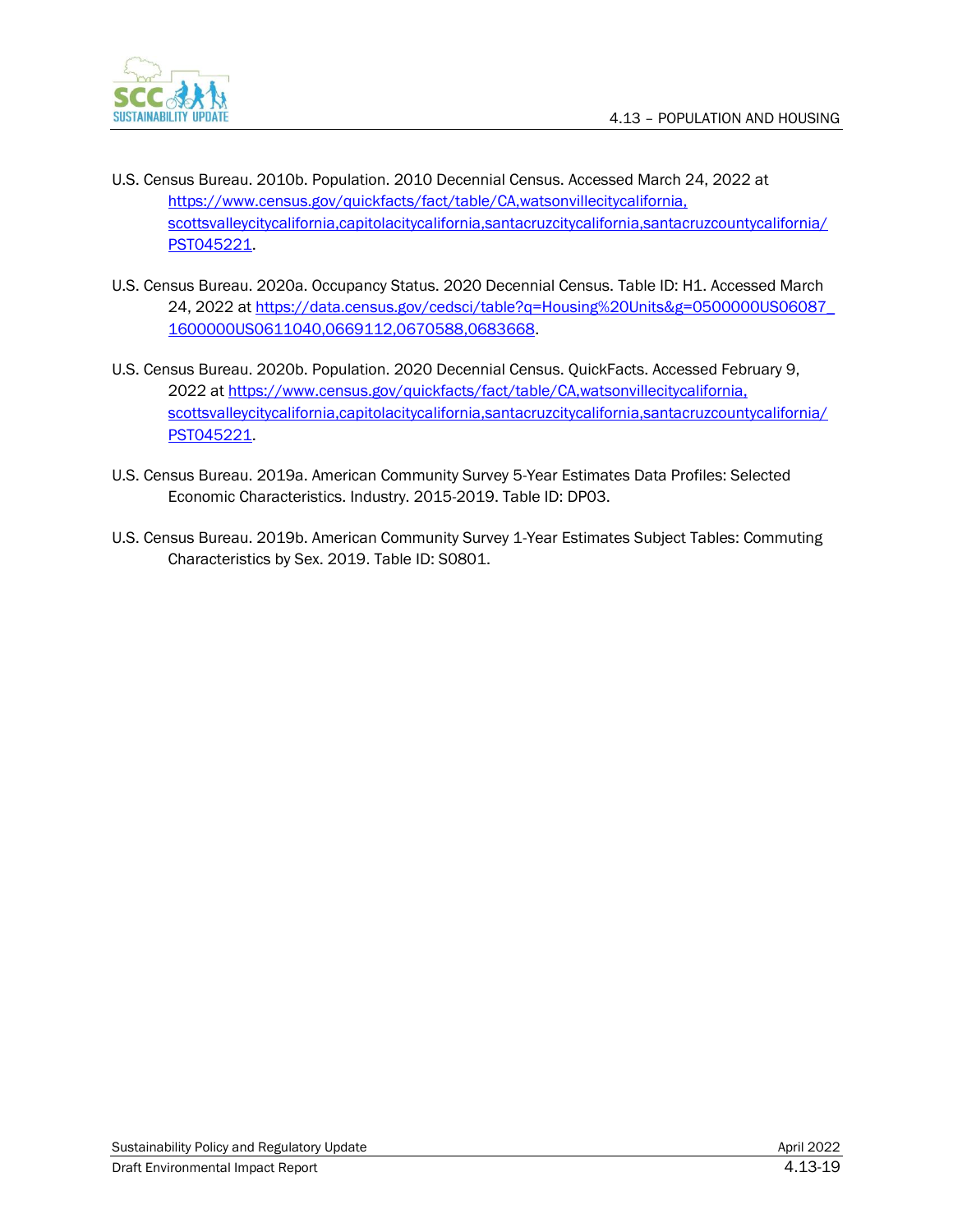U.S. Census Bureau. 2010b. Population. 2010 Decennial Census. Accessed March 24, 2022 at https://www.census.gov/quickfacts/fact/table/CA,watsonvillecitycalifornia,scottsvalleycitycalifornia,capitolacitycalifornia,santacruzcitycalifornia,santacruzcountycalifornia/PST045221.

U.S. Census Bureau. 2020a. Occupancy Status. 2020 Decennial Census. Table ID: H1. Accessed March 24, 2022 at https://data.census.gov/cedsci/table?q=Housing%20Units&g=0500000US06087_1600000US0611040,0669112,0670588,0683668.

U.S. Census Bureau. 2020b. Population. 2020 Decennial Census. QuickFacts. Accessed February 9, 2022 at https://www.census.gov/quickfacts/fact/table/CA,watsonvillecitycalifornia,scottsvalleycitycalifornia,capitolacitycalifornia,santacruzcitycalifornia,santacruzcountycalifornia/PST045221.

U.S. Census Bureau. 2019a. American Community Survey 5-Year Estimates Data Profiles: Selected Economic Characteristics. Industry. 2015-2019. Table ID: DP03.

U.S. Census Bureau. 2019b. American Community Survey 1-Year Estimates Subject Tables: Commuting Characteristics by Sex. 2019. Table ID: S0801.